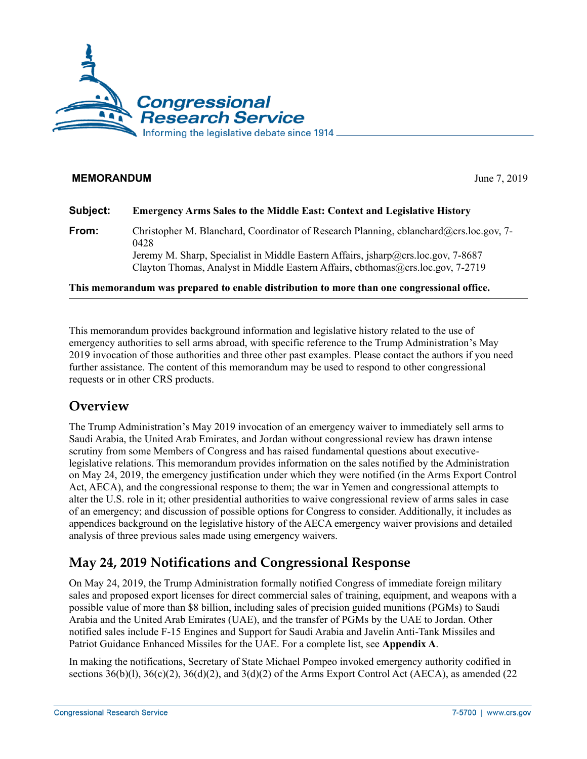**MEMORANDUM** June 7, 2019

**Subject:** **Emergency Arms Sales to the Middle East: Context and Legislative History**

**From:** Christopher M. Blanchard, Coordinator of Research Planning, cblanchard@crs.loc.gov, 7-0428
Jeremy M. Sharp, Specialist in Middle Eastern Affairs, jsharp@crs.loc.gov, 7-8687
Clayton Thomas, Analyst in Middle Eastern Affairs, cbthomas@crs.loc.gov, 7-2719

**This memorandum was prepared to enable distribution to more than one congressional office.**

---

This memorandum provides background information and legislative history related to the use of emergency authorities to sell arms abroad, with specific reference to the Trump Administration's May 2019 invocation of those authorities and three other past examples. Please contact the authors if you need further assistance. The content of this memorandum may be used to respond to other congressional requests or in other CRS products.

## Overview

The Trump Administration's May 2019 invocation of an emergency waiver to immediately sell arms to Saudi Arabia, the United Arab Emirates, and Jordan without congressional review has drawn intense scrutiny from some Members of Congress and has raised fundamental questions about executive-legislative relations. This memorandum provides information on the sales notified by the Administration on May 24, 2019, the emergency justification under which they were notified (in the Arms Export Control Act, AECA), and the congressional response to them; the war in Yemen and congressional attempts to alter the U.S. role in it; other presidential authorities to waive congressional review of arms sales in case of an emergency; and discussion of possible options for Congress to consider. Additionally, it includes as appendices background on the legislative history of the AECA emergency waiver provisions and detailed analysis of three previous sales made using emergency waivers.

## May 24, 2019 Notifications and Congressional Response

On May 24, 2019, the Trump Administration formally notified Congress of immediate foreign military sales and proposed export licenses for direct commercial sales of training, equipment, and weapons with a possible value of more than $8 billion, including sales of precision guided munitions (PGMs) to Saudi Arabia and the United Arab Emirates (UAE), and the transfer of PGMs by the UAE to Jordan. Other notified sales include F-15 Engines and Support for Saudi Arabia and Javelin Anti-Tank Missiles and Patriot Guidance Enhanced Missiles for the UAE. For a complete list, see **Appendix A**.

In making the notifications, Secretary of State Michael Pompeo invoked emergency authority codified in sections 36(b)(l), 36(c)(2), 36(d)(2), and 3(d)(2) of the Arms Export Control Act (AECA), as amended (22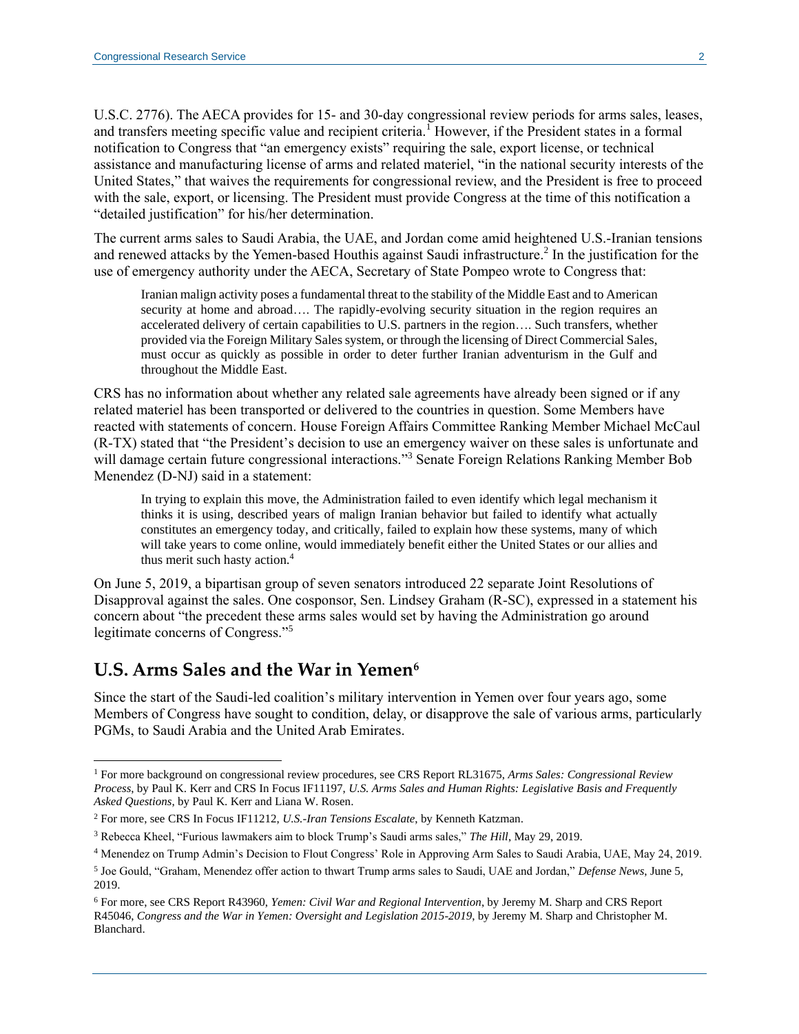U.S.C. 2776). The AECA provides for 15- and 30-day congressional review periods for arms sales, leases, and transfers meeting specific value and recipient criteria.[1] However, if the President states in a formal notification to Congress that "an emergency exists" requiring the sale, export license, or technical assistance and manufacturing license of arms and related materiel, "in the national security interests of the United States," that waives the requirements for congressional review, and the President is free to proceed with the sale, export, or licensing. The President must provide Congress at the time of this notification a "detailed justification" for his/her determination.

The current arms sales to Saudi Arabia, the UAE, and Jordan come amid heightened U.S.-Iranian tensions and renewed attacks by the Yemen-based Houthis against Saudi infrastructure.[2] In the justification for the use of emergency authority under the AECA, Secretary of State Pompeo wrote to Congress that:

> Iranian malign activity poses a fundamental threat to the stability of the Middle East and to American security at home and abroad…. The rapidly-evolving security situation in the region requires an accelerated delivery of certain capabilities to U.S. partners in the region…. Such transfers, whether provided via the Foreign Military Sales system, or through the licensing of Direct Commercial Sales, must occur as quickly as possible in order to deter further Iranian adventurism in the Gulf and throughout the Middle East.

CRS has no information about whether any related sale agreements have already been signed or if any related materiel has been transported or delivered to the countries in question. Some Members have reacted with statements of concern. House Foreign Affairs Committee Ranking Member Michael McCaul (R-TX) stated that "the President's decision to use an emergency waiver on these sales is unfortunate and will damage certain future congressional interactions."[3] Senate Foreign Relations Ranking Member Bob Menendez (D-NJ) said in a statement:

> In trying to explain this move, the Administration failed to even identify which legal mechanism it thinks it is using, described years of malign Iranian behavior but failed to identify what actually constitutes an emergency today, and critically, failed to explain how these systems, many of which will take years to come online, would immediately benefit either the United States or our allies and thus merit such hasty action.[4]

On June 5, 2019, a bipartisan group of seven senators introduced 22 separate Joint Resolutions of Disapproval against the sales. One cosponsor, Sen. Lindsey Graham (R-SC), expressed in a statement his concern about "the precedent these arms sales would set by having the Administration go around legitimate concerns of Congress."[5]

## U.S. Arms Sales and the War in Yemen[6]

Since the start of the Saudi-led coalition's military intervention in Yemen over four years ago, some Members of Congress have sought to condition, delay, or disapprove the sale of various arms, particularly PGMs, to Saudi Arabia and the United Arab Emirates.

---

[1] For more background on congressional review procedures, see CRS Report RL31675, *Arms Sales: Congressional Review Process*, by Paul K. Kerr and CRS In Focus IF11197, *U.S. Arms Sales and Human Rights: Legislative Basis and Frequently Asked Questions*, by Paul K. Kerr and Liana W. Rosen.

[2] For more, see CRS In Focus IF11212, *U.S.-Iran Tensions Escalate*, by Kenneth Katzman.

[3] Rebecca Kheel, "Furious lawmakers aim to block Trump's Saudi arms sales," *The Hill*, May 29, 2019.

[4] Menendez on Trump Admin's Decision to Flout Congress' Role in Approving Arm Sales to Saudi Arabia, UAE, May 24, 2019.

[5] Joe Gould, "Graham, Menendez offer action to thwart Trump arms sales to Saudi, UAE and Jordan," *Defense News*, June 5, 2019.

[6] For more, see CRS Report R43960, *Yemen: Civil War and Regional Intervention*, by Jeremy M. Sharp and CRS Report R45046, *Congress and the War in Yemen: Oversight and Legislation 2015-2019*, by Jeremy M. Sharp and Christopher M. Blanchard.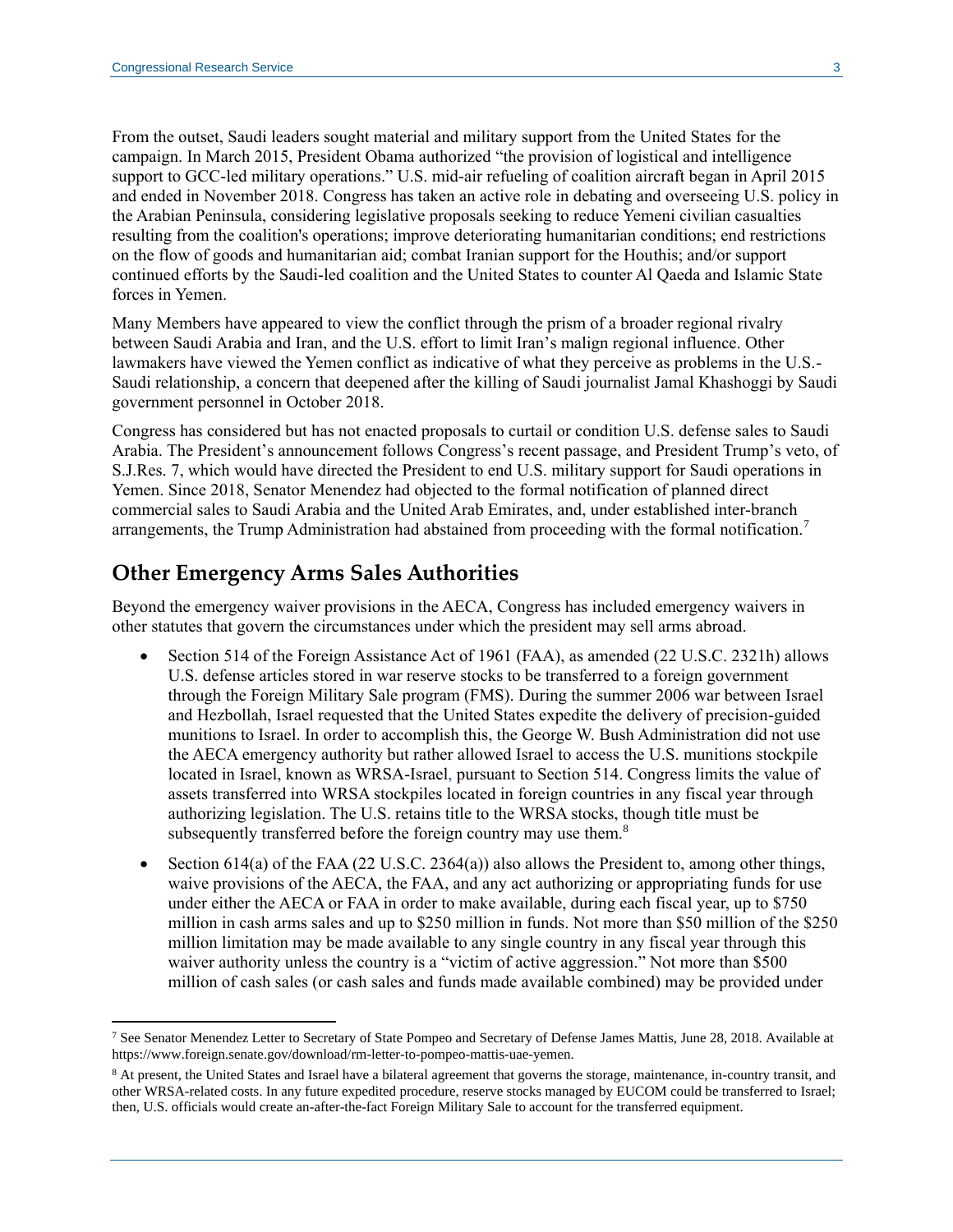From the outset, Saudi leaders sought material and military support from the United States for the campaign. In March 2015, President Obama authorized "the provision of logistical and intelligence support to GCC-led military operations." U.S. mid-air refueling of coalition aircraft began in April 2015 and ended in November 2018. Congress has taken an active role in debating and overseeing U.S. policy in the Arabian Peninsula, considering legislative proposals seeking to reduce Yemeni civilian casualties resulting from the coalition's operations; improve deteriorating humanitarian conditions; end restrictions on the flow of goods and humanitarian aid; combat Iranian support for the Houthis; and/or support continued efforts by the Saudi-led coalition and the United States to counter Al Qaeda and Islamic State forces in Yemen.

Many Members have appeared to view the conflict through the prism of a broader regional rivalry between Saudi Arabia and Iran, and the U.S. effort to limit Iran's malign regional influence. Other lawmakers have viewed the Yemen conflict as indicative of what they perceive as problems in the U.S.-Saudi relationship, a concern that deepened after the killing of Saudi journalist Jamal Khashoggi by Saudi government personnel in October 2018.

Congress has considered but has not enacted proposals to curtail or condition U.S. defense sales to Saudi Arabia. The President's announcement follows Congress's recent passage, and President Trump's veto, of S.J.Res. 7, which would have directed the President to end U.S. military support for Saudi operations in Yemen. Since 2018, Senator Menendez had objected to the formal notification of planned direct commercial sales to Saudi Arabia and the United Arab Emirates, and, under established inter-branch arrangements, the Trump Administration had abstained from proceeding with the formal notification.[7]

## Other Emergency Arms Sales Authorities

Beyond the emergency waiver provisions in the AECA, Congress has included emergency waivers in other statutes that govern the circumstances under which the president may sell arms abroad.

- Section 514 of the Foreign Assistance Act of 1961 (FAA), as amended (22 U.S.C. 2321h) allows U.S. defense articles stored in war reserve stocks to be transferred to a foreign government through the Foreign Military Sale program (FMS). During the summer 2006 war between Israel and Hezbollah, Israel requested that the United States expedite the delivery of precision-guided munitions to Israel. In order to accomplish this, the George W. Bush Administration did not use the AECA emergency authority but rather allowed Israel to access the U.S. munitions stockpile located in Israel, known as WRSA-Israel, pursuant to Section 514. Congress limits the value of assets transferred into WRSA stockpiles located in foreign countries in any fiscal year through authorizing legislation. The U.S. retains title to the WRSA stocks, though title must be subsequently transferred before the foreign country may use them.[8]
- Section 614(a) of the FAA (22 U.S.C. 2364(a)) also allows the President to, among other things, waive provisions of the AECA, the FAA, and any act authorizing or appropriating funds for use under either the AECA or FAA in order to make available, during each fiscal year, up to $750 million in cash arms sales and up to $250 million in funds. Not more than $50 million of the $250 million limitation may be made available to any single country in any fiscal year through this waiver authority unless the country is a "victim of active aggression." Not more than $500 million of cash sales (or cash sales and funds made available combined) may be provided under

---

[7] See Senator Menendez Letter to Secretary of State Pompeo and Secretary of Defense James Mattis, June 28, 2018. Available at https://www.foreign.senate.gov/download/rm-letter-to-pompeo-mattis-uae-yemen.

[8] At present, the United States and Israel have a bilateral agreement that governs the storage, maintenance, in-country transit, and other WRSA-related costs. In any future expedited procedure, reserve stocks managed by EUCOM could be transferred to Israel; then, U.S. officials would create an-after-the-fact Foreign Military Sale to account for the transferred equipment.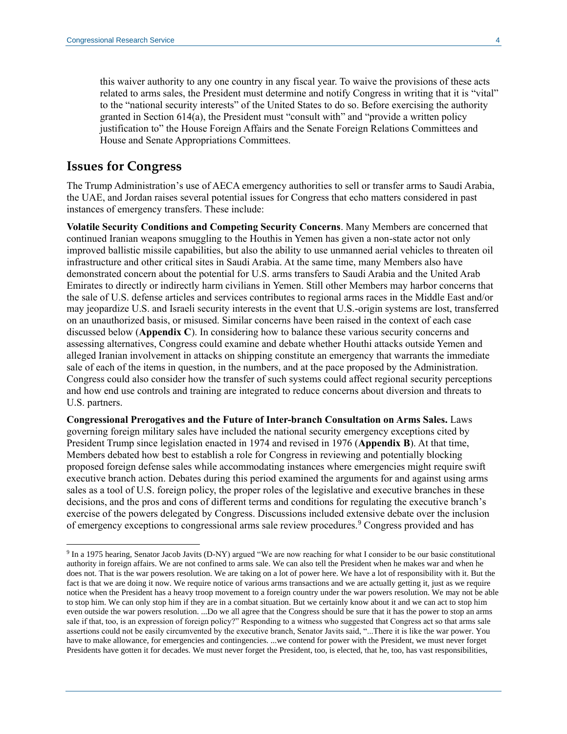this waiver authority to any one country in any fiscal year. To waive the provisions of these acts related to arms sales, the President must determine and notify Congress in writing that it is "vital" to the "national security interests" of the United States to do so. Before exercising the authority granted in Section 614(a), the President must "consult with" and "provide a written policy justification to" the House Foreign Affairs and the Senate Foreign Relations Committees and House and Senate Appropriations Committees.

## Issues for Congress

The Trump Administration's use of AECA emergency authorities to sell or transfer arms to Saudi Arabia, the UAE, and Jordan raises several potential issues for Congress that echo matters considered in past instances of emergency transfers. These include:

**Volatile Security Conditions and Competing Security Concerns**. Many Members are concerned that continued Iranian weapons smuggling to the Houthis in Yemen has given a non-state actor not only improved ballistic missile capabilities, but also the ability to use unmanned aerial vehicles to threaten oil infrastructure and other critical sites in Saudi Arabia. At the same time, many Members also have demonstrated concern about the potential for U.S. arms transfers to Saudi Arabia and the United Arab Emirates to directly or indirectly harm civilians in Yemen. Still other Members may harbor concerns that the sale of U.S. defense articles and services contributes to regional arms races in the Middle East and/or may jeopardize U.S. and Israeli security interests in the event that U.S.-origin systems are lost, transferred on an unauthorized basis, or misused. Similar concerns have been raised in the context of each case discussed below (**Appendix C**). In considering how to balance these various security concerns and assessing alternatives, Congress could examine and debate whether Houthi attacks outside Yemen and alleged Iranian involvement in attacks on shipping constitute an emergency that warrants the immediate sale of each of the items in question, in the numbers, and at the pace proposed by the Administration. Congress could also consider how the transfer of such systems could affect regional security perceptions and how end use controls and training are integrated to reduce concerns about diversion and threats to U.S. partners.

**Congressional Prerogatives and the Future of Inter-branch Consultation on Arms Sales.** Laws governing foreign military sales have included the national security emergency exceptions cited by President Trump since legislation enacted in 1974 and revised in 1976 (**Appendix B**). At that time, Members debated how best to establish a role for Congress in reviewing and potentially blocking proposed foreign defense sales while accommodating instances where emergencies might require swift executive branch action. Debates during this period examined the arguments for and against using arms sales as a tool of U.S. foreign policy, the proper roles of the legislative and executive branches in these decisions, and the pros and cons of different terms and conditions for regulating the executive branch's exercise of the powers delegated by Congress. Discussions included extensive debate over the inclusion of emergency exceptions to congressional arms sale review procedures.[9] Congress provided and has

[9] In a 1975 hearing, Senator Jacob Javits (D-NY) argued "We are now reaching for what I consider to be our basic constitutional authority in foreign affairs. We are not confined to arms sale. We can also tell the President when he makes war and when he does not. That is the war powers resolution. We are taking on a lot of power here. We have a lot of responsibility with it. But the fact is that we are doing it now. We require notice of various arms transactions and we are actually getting it, just as we require notice when the President has a heavy troop movement to a foreign country under the war powers resolution. We may not be able to stop him. We can only stop him if they are in a combat situation. But we certainly know about it and we can act to stop him even outside the war powers resolution. ...Do we all agree that the Congress should be sure that it has the power to stop an arms sale if that, too, is an expression of foreign policy?" Responding to a witness who suggested that Congress act so that arms sale assertions could not be easily circumvented by the executive branch, Senator Javits said, "...There it is like the war power. You have to make allowance, for emergencies and contingencies. ...we contend for power with the President, we must never forget Presidents have gotten it for decades. We must never forget the President, too, is elected, that he, too, has vast responsibilities,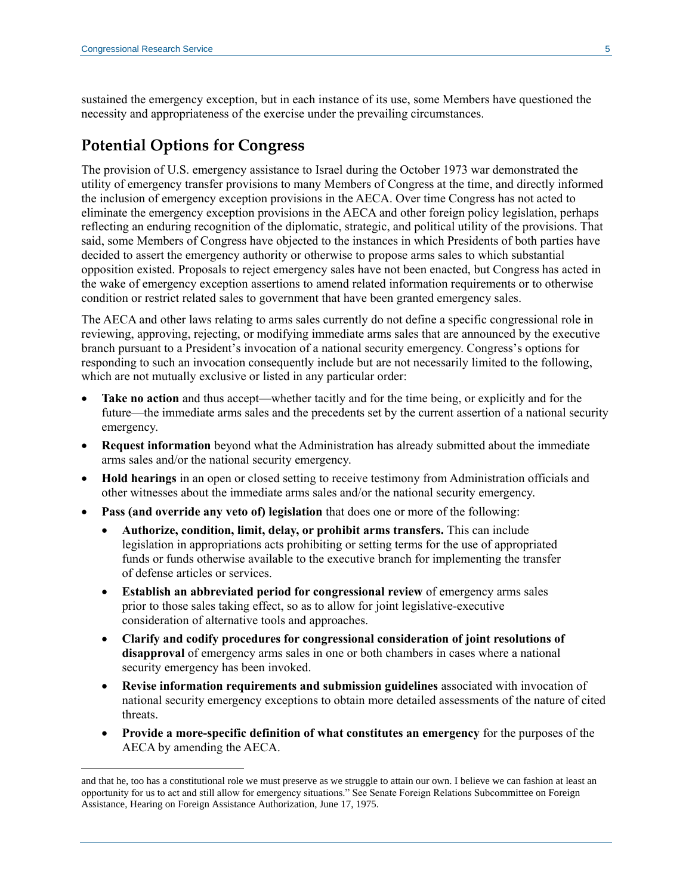sustained the emergency exception, but in each instance of its use, some Members have questioned the necessity and appropriateness of the exercise under the prevailing circumstances.

## Potential Options for Congress

The provision of U.S. emergency assistance to Israel during the October 1973 war demonstrated the utility of emergency transfer provisions to many Members of Congress at the time, and directly informed the inclusion of emergency exception provisions in the AECA. Over time Congress has not acted to eliminate the emergency exception provisions in the AECA and other foreign policy legislation, perhaps reflecting an enduring recognition of the diplomatic, strategic, and political utility of the provisions. That said, some Members of Congress have objected to the instances in which Presidents of both parties have decided to assert the emergency authority or otherwise to propose arms sales to which substantial opposition existed. Proposals to reject emergency sales have not been enacted, but Congress has acted in the wake of emergency exception assertions to amend related information requirements or to otherwise condition or restrict related sales to government that have been granted emergency sales.

The AECA and other laws relating to arms sales currently do not define a specific congressional role in reviewing, approving, rejecting, or modifying immediate arms sales that are announced by the executive branch pursuant to a President's invocation of a national security emergency. Congress's options for responding to such an invocation consequently include but are not necessarily limited to the following, which are not mutually exclusive or listed in any particular order:

- **Take no action** and thus accept—whether tacitly and for the time being, or explicitly and for the future—the immediate arms sales and the precedents set by the current assertion of a national security emergency.
- **Request information** beyond what the Administration has already submitted about the immediate arms sales and/or the national security emergency.
- **Hold hearings** in an open or closed setting to receive testimony from Administration officials and other witnesses about the immediate arms sales and/or the national security emergency.
- **Pass (and override any veto of) legislation** that does one or more of the following:
  - **Authorize, condition, limit, delay, or prohibit arms transfers.** This can include legislation in appropriations acts prohibiting or setting terms for the use of appropriated funds or funds otherwise available to the executive branch for implementing the transfer of defense articles or services.
  - **Establish an abbreviated period for congressional review** of emergency arms sales prior to those sales taking effect, so as to allow for joint legislative-executive consideration of alternative tools and approaches.
  - **Clarify and codify procedures for congressional consideration of joint resolutions of disapproval** of emergency arms sales in one or both chambers in cases where a national security emergency has been invoked.
  - **Revise information requirements and submission guidelines** associated with invocation of national security emergency exceptions to obtain more detailed assessments of the nature of cited threats.
  - **Provide a more-specific definition of what constitutes an emergency** for the purposes of the AECA by amending the AECA.

---

and that he, too has a constitutional role we must preserve as we struggle to attain our own. I believe we can fashion at least an opportunity for us to act and still allow for emergency situations." See Senate Foreign Relations Subcommittee on Foreign Assistance, Hearing on Foreign Assistance Authorization, June 17, 1975.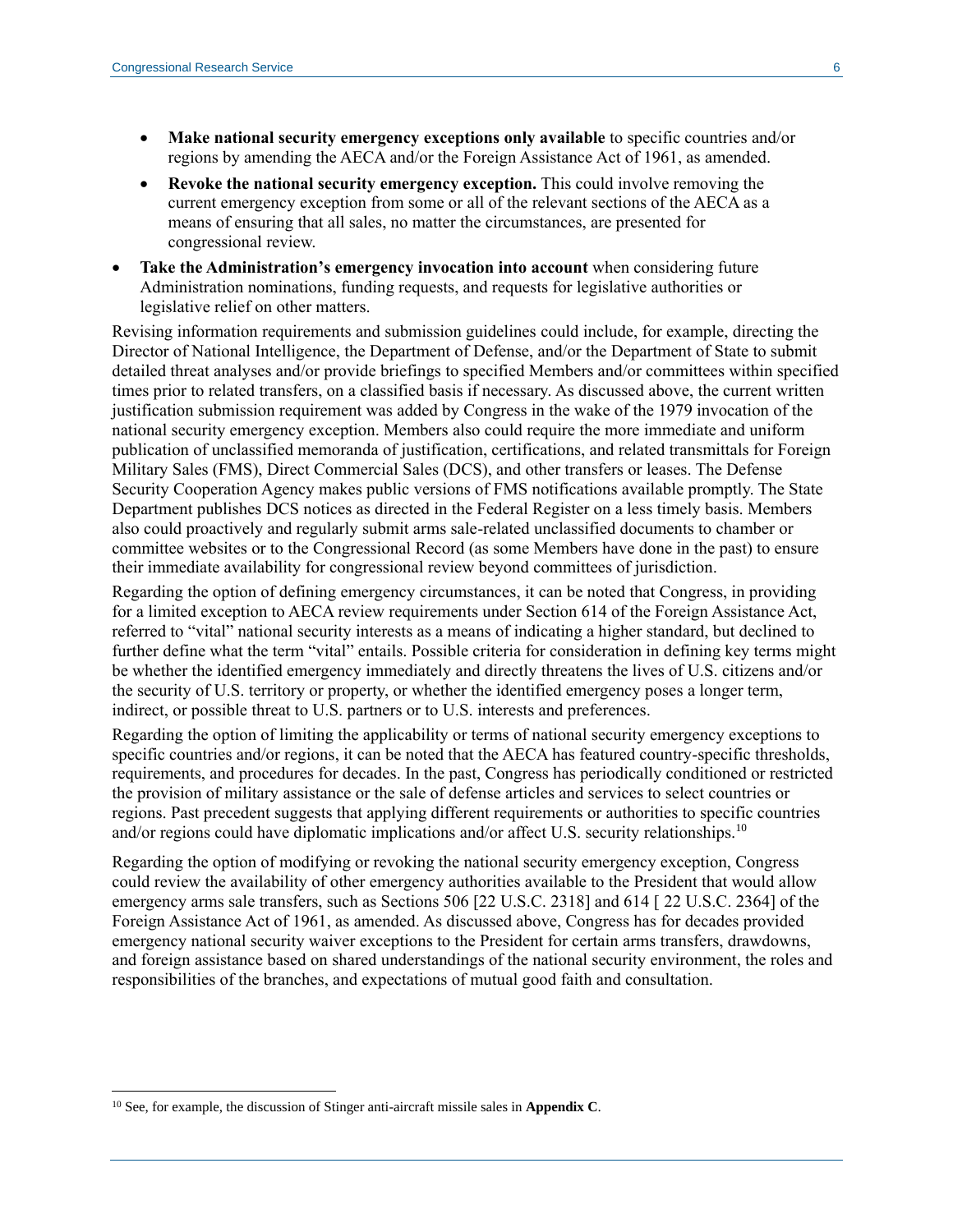- **Make national security emergency exceptions only available** to specific countries and/or regions by amending the AECA and/or the Foreign Assistance Act of 1961, as amended.
    - **Revoke the national security emergency exception.** This could involve removing the current emergency exception from some or all of the relevant sections of the AECA as a means of ensuring that all sales, no matter the circumstances, are presented for congressional review.
- **Take the Administration's emergency invocation into account** when considering future Administration nominations, funding requests, and requests for legislative authorities or legislative relief on other matters.

Revising information requirements and submission guidelines could include, for example, directing the Director of National Intelligence, the Department of Defense, and/or the Department of State to submit detailed threat analyses and/or provide briefings to specified Members and/or committees within specified times prior to related transfers, on a classified basis if necessary. As discussed above, the current written justification submission requirement was added by Congress in the wake of the 1979 invocation of the national security emergency exception. Members also could require the more immediate and uniform publication of unclassified memoranda of justification, certifications, and related transmittals for Foreign Military Sales (FMS), Direct Commercial Sales (DCS), and other transfers or leases. The Defense Security Cooperation Agency makes public versions of FMS notifications available promptly. The State Department publishes DCS notices as directed in the Federal Register on a less timely basis. Members also could proactively and regularly submit arms sale-related unclassified documents to chamber or committee websites or to the Congressional Record (as some Members have done in the past) to ensure their immediate availability for congressional review beyond committees of jurisdiction.

Regarding the option of defining emergency circumstances, it can be noted that Congress, in providing for a limited exception to AECA review requirements under Section 614 of the Foreign Assistance Act, referred to "vital" national security interests as a means of indicating a higher standard, but declined to further define what the term "vital" entails. Possible criteria for consideration in defining key terms might be whether the identified emergency immediately and directly threatens the lives of U.S. citizens and/or the security of U.S. territory or property, or whether the identified emergency poses a longer term, indirect, or possible threat to U.S. partners or to U.S. interests and preferences.

Regarding the option of limiting the applicability or terms of national security emergency exceptions to specific countries and/or regions, it can be noted that the AECA has featured country-specific thresholds, requirements, and procedures for decades. In the past, Congress has periodically conditioned or restricted the provision of military assistance or the sale of defense articles and services to select countries or regions. Past precedent suggests that applying different requirements or authorities to specific countries and/or regions could have diplomatic implications and/or affect U.S. security relationships.[10]

Regarding the option of modifying or revoking the national security emergency exception, Congress could review the availability of other emergency authorities available to the President that would allow emergency arms sale transfers, such as Sections 506 [22 U.S.C. 2318] and 614 [ 22 U.S.C. 2364] of the Foreign Assistance Act of 1961, as amended. As discussed above, Congress has for decades provided emergency national security waiver exceptions to the President for certain arms transfers, drawdowns, and foreign assistance based on shared understandings of the national security environment, the roles and responsibilities of the branches, and expectations of mutual good faith and consultation.

[10] See, for example, the discussion of Stinger anti-aircraft missile sales in **Appendix C**.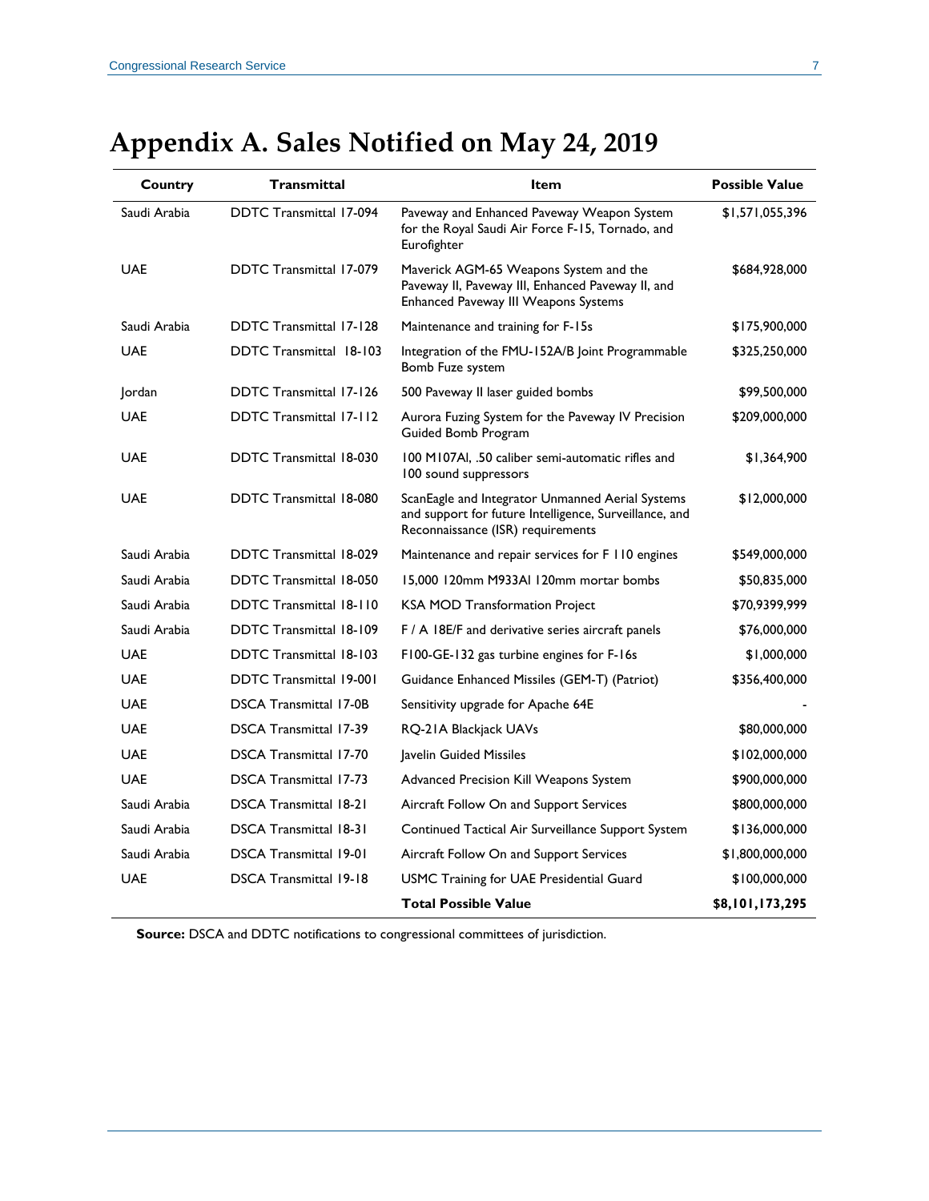# Appendix A. Sales Notified on May 24, 2019

| Country | Transmittal | Item | Possible Value |
|---|---|---|---|
| Saudi Arabia | DDTC Transmittal 17-094 | Paveway and Enhanced Paveway Weapon System for the Royal Saudi Air Force F-15, Tornado, and Eurofighter | $1,571,055,396 |
| UAE | DDTC Transmittal 17-079 | Maverick AGM-65 Weapons System and the Paveway II, Paveway III, Enhanced Paveway II, and Enhanced Paveway III Weapons Systems | $684,928,000 |
| Saudi Arabia | DDTC Transmittal 17-128 | Maintenance and training for F-15s | $175,900,000 |
| UAE | DDTC Transmittal 18-103 | Integration of the FMU-152A/B Joint Programmable Bomb Fuze system | $325,250,000 |
| Jordan | DDTC Transmittal 17-126 | 500 Paveway II laser guided bombs | $99,500,000 |
| UAE | DDTC Transmittal 17-112 | Aurora Fuzing System for the Paveway IV Precision Guided Bomb Program | $209,000,000 |
| UAE | DDTC Transmittal 18-030 | 100 M107AI, .50 caliber semi-automatic rifles and 100 sound suppressors | $1,364,900 |
| UAE | DDTC Transmittal 18-080 | ScanEagle and Integrator Unmanned Aerial Systems and support for future Intelligence, Surveillance, and Reconnaissance (ISR) requirements | $12,000,000 |
| Saudi Arabia | DDTC Transmittal 18-029 | Maintenance and repair services for F 110 engines | $549,000,000 |
| Saudi Arabia | DDTC Transmittal 18-050 | 15,000 120mm M933AI 120mm mortar bombs | $50,835,000 |
| Saudi Arabia | DDTC Transmittal 18-110 | KSA MOD Transformation Project | $70,9399,999 |
| Saudi Arabia | DDTC Transmittal 18-109 | F / A 18E/F and derivative series aircraft panels | $76,000,000 |
| UAE | DDTC Transmittal 18-103 | F100-GE-132 gas turbine engines for F-16s | $1,000,000 |
| UAE | DDTC Transmittal 19-001 | Guidance Enhanced Missiles (GEM-T) (Patriot) | $356,400,000 |
| UAE | DSCA Transmittal 17-0B | Sensitivity upgrade for Apache 64E | - |
| UAE | DSCA Transmittal 17-39 | RQ-21A Blackjack UAVs | $80,000,000 |
| UAE | DSCA Transmittal 17-70 | Javelin Guided Missiles | $102,000,000 |
| UAE | DSCA Transmittal 17-73 | Advanced Precision Kill Weapons System | $900,000,000 |
| Saudi Arabia | DSCA Transmittal 18-21 | Aircraft Follow On and Support Services | $800,000,000 |
| Saudi Arabia | DSCA Transmittal 18-31 | Continued Tactical Air Surveillance Support System | $136,000,000 |
| Saudi Arabia | DSCA Transmittal 19-01 | Aircraft Follow On and Support Services | $1,800,000,000 |
| UAE | DSCA Transmittal 19-18 | USMC Training for UAE Presidential Guard | $100,000,000 |
| | | **Total Possible Value** | **$8,101,173,295** |

**Source:** DSCA and DDTC notifications to congressional committees of jurisdiction.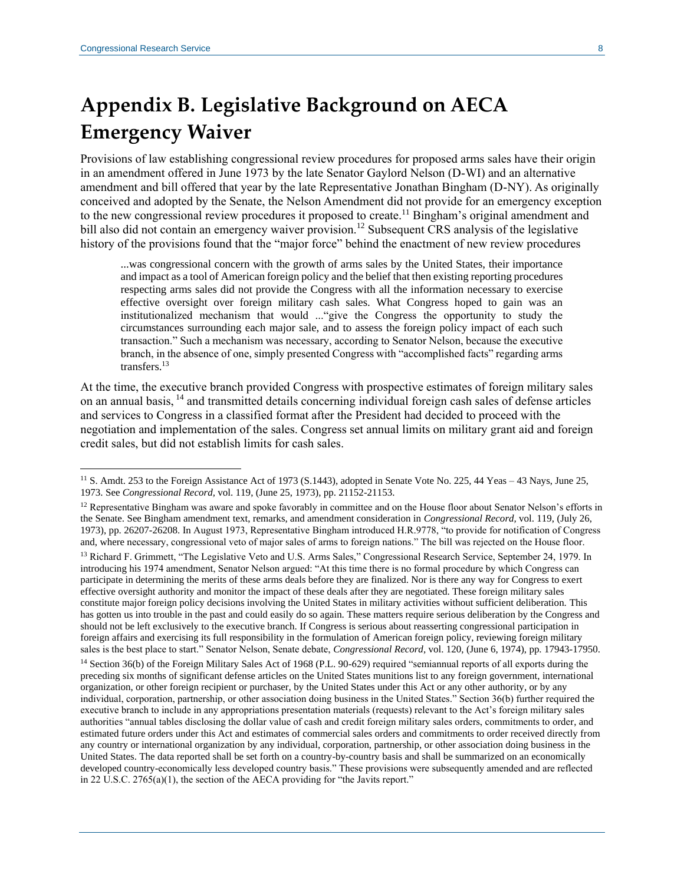# Appendix B. Legislative Background on AECA Emergency Waiver

Provisions of law establishing congressional review procedures for proposed arms sales have their origin in an amendment offered in June 1973 by the late Senator Gaylord Nelson (D-WI) and an alternative amendment and bill offered that year by the late Representative Jonathan Bingham (D-NY). As originally conceived and adopted by the Senate, the Nelson Amendment did not provide for an emergency exception to the new congressional review procedures it proposed to create.[11] Bingham's original amendment and bill also did not contain an emergency waiver provision.[12] Subsequent CRS analysis of the legislative history of the provisions found that the "major force" behind the enactment of new review procedures

> ...was congressional concern with the growth of arms sales by the United States, their importance and impact as a tool of American foreign policy and the belief that then existing reporting procedures respecting arms sales did not provide the Congress with all the information necessary to exercise effective oversight over foreign military cash sales. What Congress hoped to gain was an institutionalized mechanism that would ..."give the Congress the opportunity to study the circumstances surrounding each major sale, and to assess the foreign policy impact of each such transaction." Such a mechanism was necessary, according to Senator Nelson, because the executive branch, in the absence of one, simply presented Congress with "accomplished facts" regarding arms transfers.[13]

At the time, the executive branch provided Congress with prospective estimates of foreign military sales on an annual basis,[14] and transmitted details concerning individual foreign cash sales of defense articles and services to Congress in a classified format after the President had decided to proceed with the negotiation and implementation of the sales. Congress set annual limits on military grant aid and foreign credit sales, but did not establish limits for cash sales.

---

[11] S. Amdt. 253 to the Foreign Assistance Act of 1973 (S.1443), adopted in Senate Vote No. 225, 44 Yeas – 43 Nays, June 25, 1973. See *Congressional Record*, vol. 119, (June 25, 1973), pp. 21152-21153.

[12] Representative Bingham was aware and spoke favorably in committee and on the House floor about Senator Nelson's efforts in the Senate. See Bingham amendment text, remarks, and amendment consideration in *Congressional Record*, vol. 119, (July 26, 1973), pp. 26207-26208. In August 1973, Representative Bingham introduced H.R.9778, "to provide for notification of Congress and, where necessary, congressional veto of major sales of arms to foreign nations." The bill was rejected on the House floor.

[13] Richard F. Grimmett, "The Legislative Veto and U.S. Arms Sales," Congressional Research Service, September 24, 1979. In introducing his 1974 amendment, Senator Nelson argued: "At this time there is no formal procedure by which Congress can participate in determining the merits of these arms deals before they are finalized. Nor is there any way for Congress to exert effective oversight authority and monitor the impact of these deals after they are negotiated. These foreign military sales constitute major foreign policy decisions involving the United States in military activities without sufficient deliberation. This has gotten us into trouble in the past and could easily do so again. These matters require serious deliberation by the Congress and should not be left exclusively to the executive branch. If Congress is serious about reasserting congressional participation in foreign affairs and exercising its full responsibility in the formulation of American foreign policy, reviewing foreign military sales is the best place to start." Senator Nelson, Senate debate, *Congressional Record*, vol. 120, (June 6, 1974), pp. 17943-17950.

[14] Section 36(b) of the Foreign Military Sales Act of 1968 (P.L. 90-629) required "semiannual reports of all exports during the preceding six months of significant defense articles on the United States munitions list to any foreign government, international organization, or other foreign recipient or purchaser, by the United States under this Act or any other authority, or by any individual, corporation, partnership, or other association doing business in the United States." Section 36(b) further required the executive branch to include in any appropriations presentation materials (requests) relevant to the Act's foreign military sales authorities "annual tables disclosing the dollar value of cash and credit foreign military sales orders, commitments to order, and estimated future orders under this Act and estimates of commercial sales orders and commitments to order received directly from any country or international organization by any individual, corporation, partnership, or other association doing business in the United States. The data reported shall be set forth on a country-by-country basis and shall be summarized on an economically developed country-economically less developed country basis." These provisions were subsequently amended and are reflected in 22 U.S.C. 2765(a)(1), the section of the AECA providing for "the Javits report."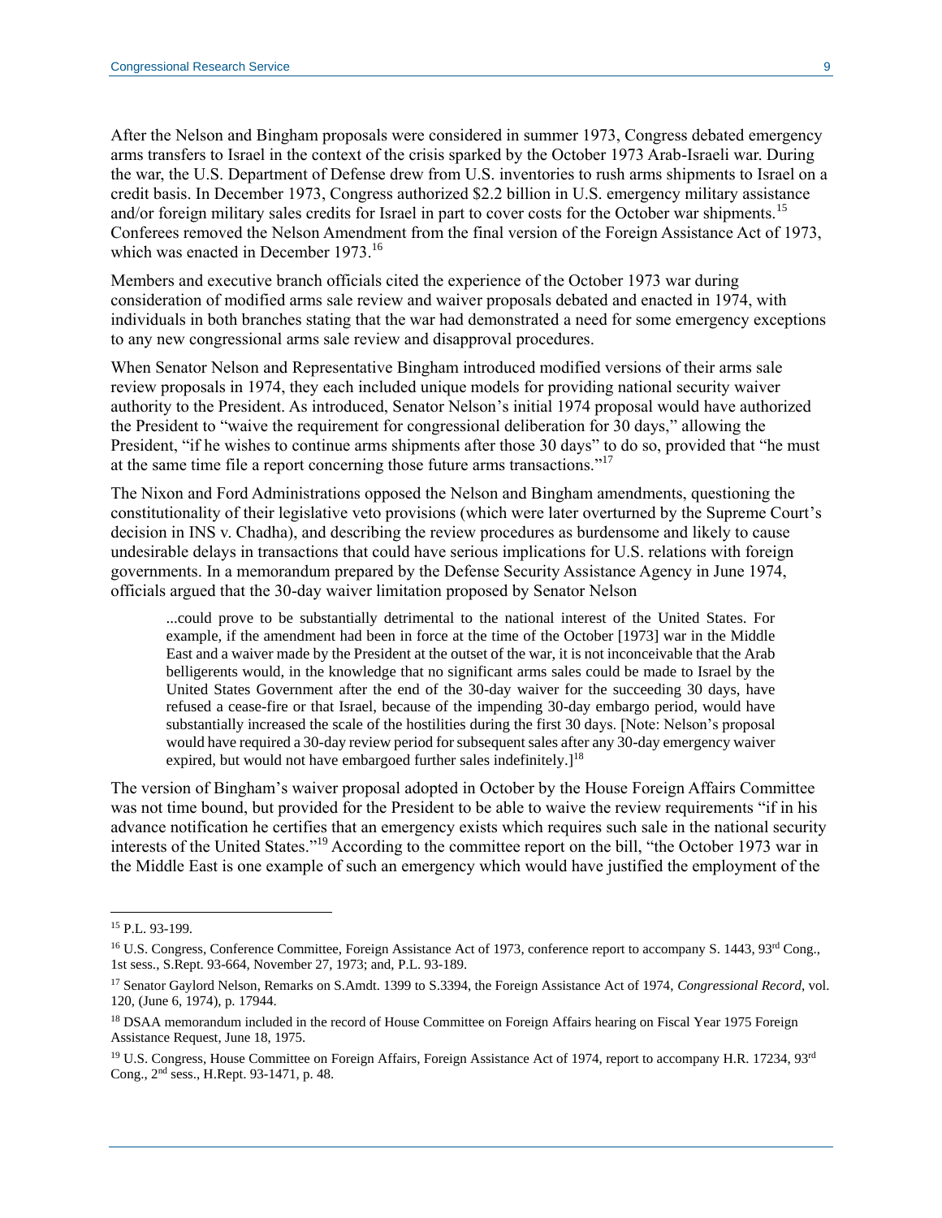After the Nelson and Bingham proposals were considered in summer 1973, Congress debated emergency arms transfers to Israel in the context of the crisis sparked by the October 1973 Arab-Israeli war. During the war, the U.S. Department of Defense drew from U.S. inventories to rush arms shipments to Israel on a credit basis. In December 1973, Congress authorized $2.2 billion in U.S. emergency military assistance and/or foreign military sales credits for Israel in part to cover costs for the October war shipments.[15] Conferees removed the Nelson Amendment from the final version of the Foreign Assistance Act of 1973, which was enacted in December 1973.[16]

Members and executive branch officials cited the experience of the October 1973 war during consideration of modified arms sale review and waiver proposals debated and enacted in 1974, with individuals in both branches stating that the war had demonstrated a need for some emergency exceptions to any new congressional arms sale review and disapproval procedures.

When Senator Nelson and Representative Bingham introduced modified versions of their arms sale review proposals in 1974, they each included unique models for providing national security waiver authority to the President. As introduced, Senator Nelson's initial 1974 proposal would have authorized the President to "waive the requirement for congressional deliberation for 30 days," allowing the President, "if he wishes to continue arms shipments after those 30 days" to do so, provided that "he must at the same time file a report concerning those future arms transactions."[17]

The Nixon and Ford Administrations opposed the Nelson and Bingham amendments, questioning the constitutionality of their legislative veto provisions (which were later overturned by the Supreme Court's decision in INS v. Chadha), and describing the review procedures as burdensome and likely to cause undesirable delays in transactions that could have serious implications for U.S. relations with foreign governments. In a memorandum prepared by the Defense Security Assistance Agency in June 1974, officials argued that the 30-day waiver limitation proposed by Senator Nelson

> ...could prove to be substantially detrimental to the national interest of the United States. For example, if the amendment had been in force at the time of the October [1973] war in the Middle East and a waiver made by the President at the outset of the war, it is not inconceivable that the Arab belligerents would, in the knowledge that no significant arms sales could be made to Israel by the United States Government after the end of the 30-day waiver for the succeeding 30 days, have refused a cease-fire or that Israel, because of the impending 30-day embargo period, would have substantially increased the scale of the hostilities during the first 30 days. [Note: Nelson's proposal would have required a 30-day review period for subsequent sales after any 30-day emergency waiver expired, but would not have embargoed further sales indefinitely.][18]

The version of Bingham's waiver proposal adopted in October by the House Foreign Affairs Committee was not time bound, but provided for the President to be able to waive the review requirements "if in his advance notification he certifies that an emergency exists which requires such sale in the national security interests of the United States."[19] According to the committee report on the bill, "the October 1973 war in the Middle East is one example of such an emergency which would have justified the employment of the

---

[15] P.L. 93-199.

[16] U.S. Congress, Conference Committee, Foreign Assistance Act of 1973, conference report to accompany S. 1443, 93rd Cong., 1st sess., S.Rept. 93-664, November 27, 1973; and, P.L. 93-189.

[17] Senator Gaylord Nelson, Remarks on S.Amdt. 1399 to S.3394, the Foreign Assistance Act of 1974, *Congressional Record*, vol. 120, (June 6, 1974), p. 17944.

[18] DSAA memorandum included in the record of House Committee on Foreign Affairs hearing on Fiscal Year 1975 Foreign Assistance Request, June 18, 1975.

[19] U.S. Congress, House Committee on Foreign Affairs, Foreign Assistance Act of 1974, report to accompany H.R. 17234, 93rd Cong., 2nd sess., H.Rept. 93-1471, p. 48.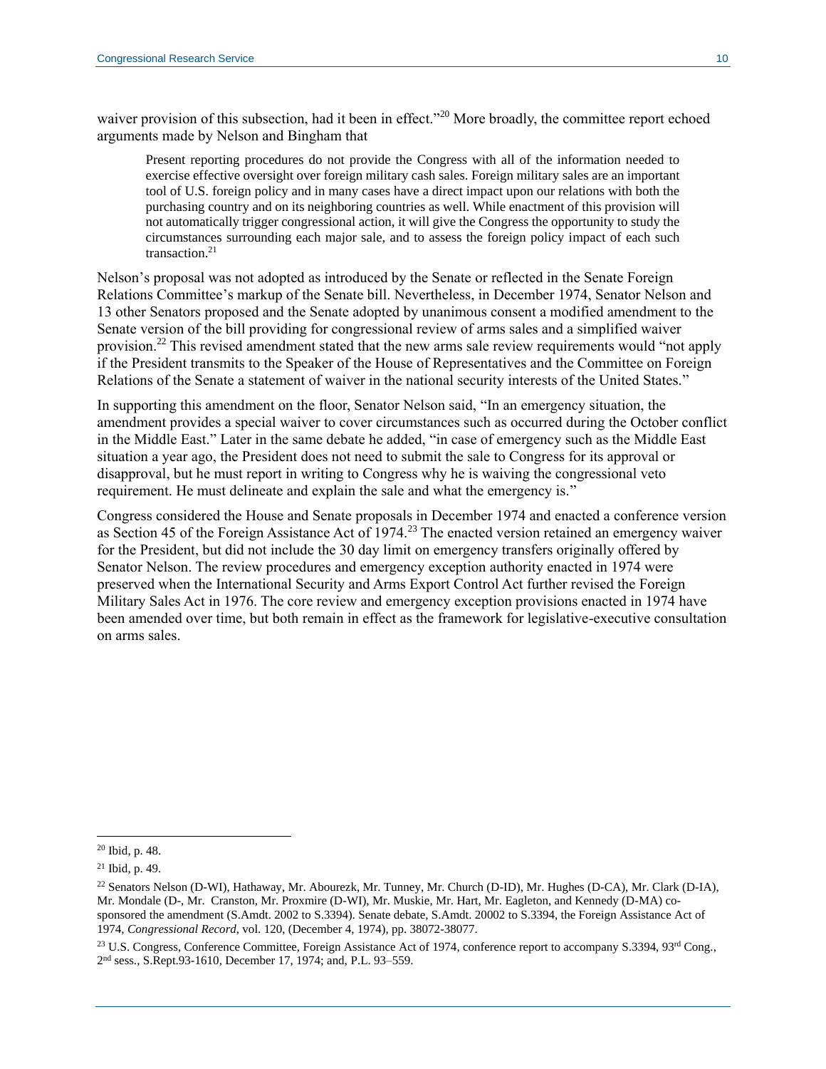waiver provision of this subsection, had it been in effect."[20] More broadly, the committee report echoed arguments made by Nelson and Bingham that

> Present reporting procedures do not provide the Congress with all of the information needed to exercise effective oversight over foreign military cash sales. Foreign military sales are an important tool of U.S. foreign policy and in many cases have a direct impact upon our relations with both the purchasing country and on its neighboring countries as well. While enactment of this provision will not automatically trigger congressional action, it will give the Congress the opportunity to study the circumstances surrounding each major sale, and to assess the foreign policy impact of each such transaction.[21]

Nelson's proposal was not adopted as introduced by the Senate or reflected in the Senate Foreign Relations Committee's markup of the Senate bill. Nevertheless, in December 1974, Senator Nelson and 13 other Senators proposed and the Senate adopted by unanimous consent a modified amendment to the Senate version of the bill providing for congressional review of arms sales and a simplified waiver provision.[22] This revised amendment stated that the new arms sale review requirements would "not apply if the President transmits to the Speaker of the House of Representatives and the Committee on Foreign Relations of the Senate a statement of waiver in the national security interests of the United States."

In supporting this amendment on the floor, Senator Nelson said, "In an emergency situation, the amendment provides a special waiver to cover circumstances such as occurred during the October conflict in the Middle East." Later in the same debate he added, "in case of emergency such as the Middle East situation a year ago, the President does not need to submit the sale to Congress for its approval or disapproval, but he must report in writing to Congress why he is waiving the congressional veto requirement. He must delineate and explain the sale and what the emergency is."

Congress considered the House and Senate proposals in December 1974 and enacted a conference version as Section 45 of the Foreign Assistance Act of 1974.[23] The enacted version retained an emergency waiver for the President, but did not include the 30 day limit on emergency transfers originally offered by Senator Nelson. The review procedures and emergency exception authority enacted in 1974 were preserved when the International Security and Arms Export Control Act further revised the Foreign Military Sales Act in 1976. The core review and emergency exception provisions enacted in 1974 have been amended over time, but both remain in effect as the framework for legislative-executive consultation on arms sales.

---

[20] Ibid, p. 48.

[21] Ibid, p. 49.

[22] Senators Nelson (D-WI), Hathaway, Mr. Abourezk, Mr. Tunney, Mr. Church (D-ID), Mr. Hughes (D-CA), Mr. Clark (D-IA), Mr. Mondale (D-, Mr. Cranston, Mr. Proxmire (D-WI), Mr. Muskie, Mr. Hart, Mr. Eagleton, and Kennedy (D-MA) co-sponsored the amendment (S.Amdt. 2002 to S.3394). Senate debate, S.Amdt. 20002 to S.3394, the Foreign Assistance Act of 1974, *Congressional Record*, vol. 120, (December 4, 1974), pp. 38072-38077.

[23] U.S. Congress, Conference Committee, Foreign Assistance Act of 1974, conference report to accompany S.3394, 93rd Cong., 2nd sess., S.Rept.93-1610, December 17, 1974; and, P.L. 93–559.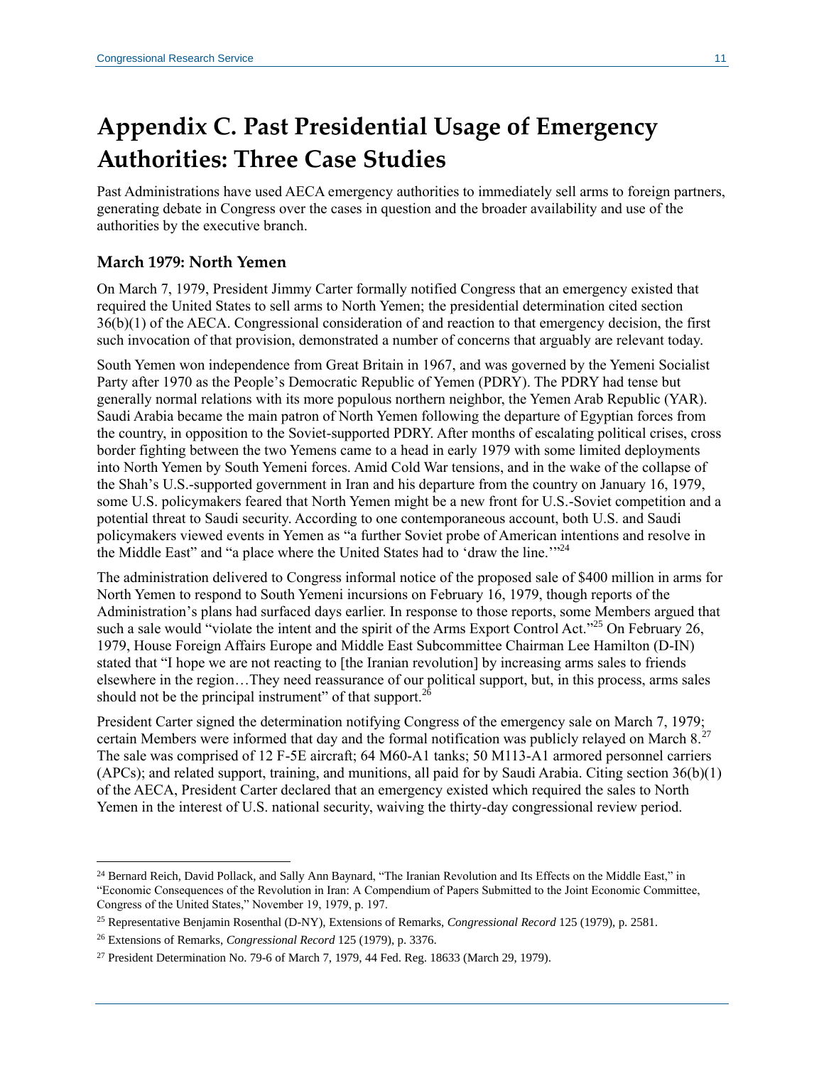# Appendix C. Past Presidential Usage of Emergency Authorities: Three Case Studies

Past Administrations have used AECA emergency authorities to immediately sell arms to foreign partners, generating debate in Congress over the cases in question and the broader availability and use of the authorities by the executive branch.

## March 1979: North Yemen

On March 7, 1979, President Jimmy Carter formally notified Congress that an emergency existed that required the United States to sell arms to North Yemen; the presidential determination cited section 36(b)(1) of the AECA. Congressional consideration of and reaction to that emergency decision, the first such invocation of that provision, demonstrated a number of concerns that arguably are relevant today.

South Yemen won independence from Great Britain in 1967, and was governed by the Yemeni Socialist Party after 1970 as the People's Democratic Republic of Yemen (PDRY). The PDRY had tense but generally normal relations with its more populous northern neighbor, the Yemen Arab Republic (YAR). Saudi Arabia became the main patron of North Yemen following the departure of Egyptian forces from the country, in opposition to the Soviet-supported PDRY. After months of escalating political crises, cross border fighting between the two Yemens came to a head in early 1979 with some limited deployments into North Yemen by South Yemeni forces. Amid Cold War tensions, and in the wake of the collapse of the Shah's U.S.-supported government in Iran and his departure from the country on January 16, 1979, some U.S. policymakers feared that North Yemen might be a new front for U.S.-Soviet competition and a potential threat to Saudi security. According to one contemporaneous account, both U.S. and Saudi policymakers viewed events in Yemen as "a further Soviet probe of American intentions and resolve in the Middle East" and "a place where the United States had to 'draw the line.'"[24]

The administration delivered to Congress informal notice of the proposed sale of $400 million in arms for North Yemen to respond to South Yemeni incursions on February 16, 1979, though reports of the Administration's plans had surfaced days earlier. In response to those reports, some Members argued that such a sale would "violate the intent and the spirit of the Arms Export Control Act."[25] On February 26, 1979, House Foreign Affairs Europe and Middle East Subcommittee Chairman Lee Hamilton (D-IN) stated that "I hope we are not reacting to [the Iranian revolution] by increasing arms sales to friends elsewhere in the region…They need reassurance of our political support, but, in this process, arms sales should not be the principal instrument" of that support.[26]

President Carter signed the determination notifying Congress of the emergency sale on March 7, 1979; certain Members were informed that day and the formal notification was publicly relayed on March 8.[27] The sale was comprised of 12 F-5E aircraft; 64 M60-A1 tanks; 50 M113-A1 armored personnel carriers (APCs); and related support, training, and munitions, all paid for by Saudi Arabia. Citing section 36(b)(1) of the AECA, President Carter declared that an emergency existed which required the sales to North Yemen in the interest of U.S. national security, waiving the thirty-day congressional review period.

---

[24] Bernard Reich, David Pollack, and Sally Ann Baynard, "The Iranian Revolution and Its Effects on the Middle East," in "Economic Consequences of the Revolution in Iran: A Compendium of Papers Submitted to the Joint Economic Committee, Congress of the United States," November 19, 1979, p. 197.

[25] Representative Benjamin Rosenthal (D-NY), Extensions of Remarks, *Congressional Record* 125 (1979), p. 2581.

[26] Extensions of Remarks, *Congressional Record* 125 (1979), p. 3376.

[27] President Determination No. 79-6 of March 7, 1979, 44 Fed. Reg. 18633 (March 29, 1979).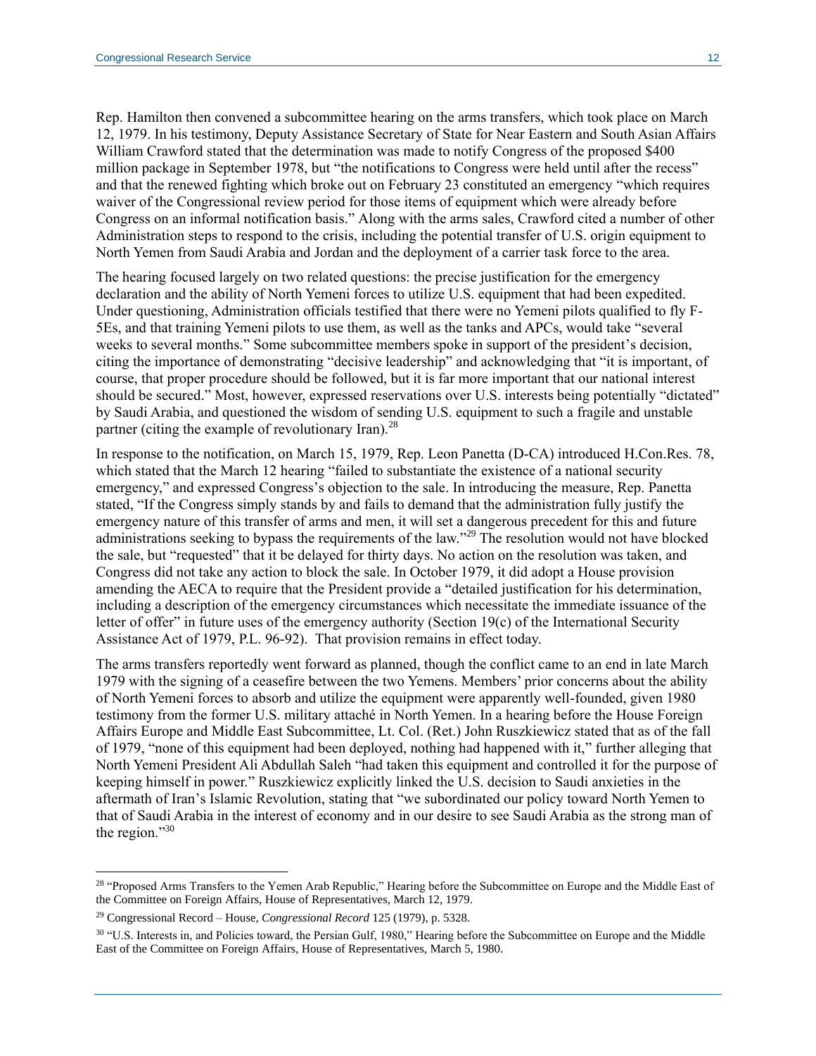Rep. Hamilton then convened a subcommittee hearing on the arms transfers, which took place on March 12, 1979. In his testimony, Deputy Assistance Secretary of State for Near Eastern and South Asian Affairs William Crawford stated that the determination was made to notify Congress of the proposed $400 million package in September 1978, but "the notifications to Congress were held until after the recess" and that the renewed fighting which broke out on February 23 constituted an emergency "which requires waiver of the Congressional review period for those items of equipment which were already before Congress on an informal notification basis." Along with the arms sales, Crawford cited a number of other Administration steps to respond to the crisis, including the potential transfer of U.S. origin equipment to North Yemen from Saudi Arabia and Jordan and the deployment of a carrier task force to the area.

The hearing focused largely on two related questions: the precise justification for the emergency declaration and the ability of North Yemeni forces to utilize U.S. equipment that had been expedited. Under questioning, Administration officials testified that there were no Yemeni pilots qualified to fly F-5Es, and that training Yemeni pilots to use them, as well as the tanks and APCs, would take "several weeks to several months." Some subcommittee members spoke in support of the president's decision, citing the importance of demonstrating "decisive leadership" and acknowledging that "it is important, of course, that proper procedure should be followed, but it is far more important that our national interest should be secured." Most, however, expressed reservations over U.S. interests being potentially "dictated" by Saudi Arabia, and questioned the wisdom of sending U.S. equipment to such a fragile and unstable partner (citing the example of revolutionary Iran).[28]

In response to the notification, on March 15, 1979, Rep. Leon Panetta (D-CA) introduced H.Con.Res. 78, which stated that the March 12 hearing "failed to substantiate the existence of a national security emergency," and expressed Congress's objection to the sale. In introducing the measure, Rep. Panetta stated, "If the Congress simply stands by and fails to demand that the administration fully justify the emergency nature of this transfer of arms and men, it will set a dangerous precedent for this and future administrations seeking to bypass the requirements of the law."[29] The resolution would not have blocked the sale, but "requested" that it be delayed for thirty days. No action on the resolution was taken, and Congress did not take any action to block the sale. In October 1979, it did adopt a House provision amending the AECA to require that the President provide a "detailed justification for his determination, including a description of the emergency circumstances which necessitate the immediate issuance of the letter of offer" in future uses of the emergency authority (Section 19(c) of the International Security Assistance Act of 1979, P.L. 96-92). That provision remains in effect today.

The arms transfers reportedly went forward as planned, though the conflict came to an end in late March 1979 with the signing of a ceasefire between the two Yemens. Members' prior concerns about the ability of North Yemeni forces to absorb and utilize the equipment were apparently well-founded, given 1980 testimony from the former U.S. military attaché in North Yemen. In a hearing before the House Foreign Affairs Europe and Middle East Subcommittee, Lt. Col. (Ret.) John Ruszkiewicz stated that as of the fall of 1979, "none of this equipment had been deployed, nothing had happened with it," further alleging that North Yemeni President Ali Abdullah Saleh "had taken this equipment and controlled it for the purpose of keeping himself in power." Ruszkiewicz explicitly linked the U.S. decision to Saudi anxieties in the aftermath of Iran's Islamic Revolution, stating that "we subordinated our policy toward North Yemen to that of Saudi Arabia in the interest of economy and in our desire to see Saudi Arabia as the strong man of the region."[30]

---

[28] "Proposed Arms Transfers to the Yemen Arab Republic," Hearing before the Subcommittee on Europe and the Middle East of the Committee on Foreign Affairs, House of Representatives, March 12, 1979.

[29] Congressional Record – House, *Congressional Record* 125 (1979), p. 5328.

[30] "U.S. Interests in, and Policies toward, the Persian Gulf, 1980," Hearing before the Subcommittee on Europe and the Middle East of the Committee on Foreign Affairs, House of Representatives, March 5, 1980.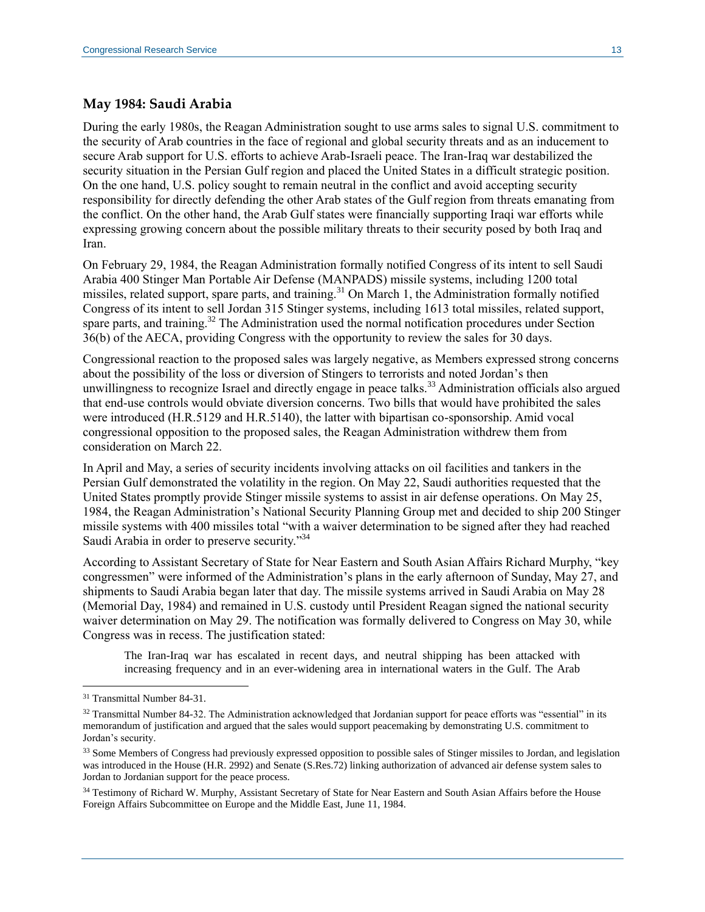### May 1984: Saudi Arabia

During the early 1980s, the Reagan Administration sought to use arms sales to signal U.S. commitment to the security of Arab countries in the face of regional and global security threats and as an inducement to secure Arab support for U.S. efforts to achieve Arab-Israeli peace. The Iran-Iraq war destabilized the security situation in the Persian Gulf region and placed the United States in a difficult strategic position. On the one hand, U.S. policy sought to remain neutral in the conflict and avoid accepting security responsibility for directly defending the other Arab states of the Gulf region from threats emanating from the conflict. On the other hand, the Arab Gulf states were financially supporting Iraqi war efforts while expressing growing concern about the possible military threats to their security posed by both Iraq and Iran.

On February 29, 1984, the Reagan Administration formally notified Congress of its intent to sell Saudi Arabia 400 Stinger Man Portable Air Defense (MANPADS) missile systems, including 1200 total missiles, related support, spare parts, and training.[31] On March 1, the Administration formally notified Congress of its intent to sell Jordan 315 Stinger systems, including 1613 total missiles, related support, spare parts, and training.[32] The Administration used the normal notification procedures under Section 36(b) of the AECA, providing Congress with the opportunity to review the sales for 30 days.

Congressional reaction to the proposed sales was largely negative, as Members expressed strong concerns about the possibility of the loss or diversion of Stingers to terrorists and noted Jordan's then unwillingness to recognize Israel and directly engage in peace talks.[33] Administration officials also argued that end-use controls would obviate diversion concerns. Two bills that would have prohibited the sales were introduced (H.R.5129 and H.R.5140), the latter with bipartisan co-sponsorship. Amid vocal congressional opposition to the proposed sales, the Reagan Administration withdrew them from consideration on March 22.

In April and May, a series of security incidents involving attacks on oil facilities and tankers in the Persian Gulf demonstrated the volatility in the region. On May 22, Saudi authorities requested that the United States promptly provide Stinger missile systems to assist in air defense operations. On May 25, 1984, the Reagan Administration's National Security Planning Group met and decided to ship 200 Stinger missile systems with 400 missiles total "with a waiver determination to be signed after they had reached Saudi Arabia in order to preserve security."[34]

According to Assistant Secretary of State for Near Eastern and South Asian Affairs Richard Murphy, "key congressmen" were informed of the Administration's plans in the early afternoon of Sunday, May 27, and shipments to Saudi Arabia began later that day. The missile systems arrived in Saudi Arabia on May 28 (Memorial Day, 1984) and remained in U.S. custody until President Reagan signed the national security waiver determination on May 29. The notification was formally delivered to Congress on May 30, while Congress was in recess. The justification stated:

> The Iran-Iraq war has escalated in recent days, and neutral shipping has been attacked with increasing frequency and in an ever-widening area in international waters in the Gulf. The Arab

---

[31] Transmittal Number 84-31.

[32] Transmittal Number 84-32. The Administration acknowledged that Jordanian support for peace efforts was "essential" in its memorandum of justification and argued that the sales would support peacemaking by demonstrating U.S. commitment to Jordan's security.

[33] Some Members of Congress had previously expressed opposition to possible sales of Stinger missiles to Jordan, and legislation was introduced in the House (H.R. 2992) and Senate (S.Res.72) linking authorization of advanced air defense system sales to Jordan to Jordanian support for the peace process.

[34] Testimony of Richard W. Murphy, Assistant Secretary of State for Near Eastern and South Asian Affairs before the House Foreign Affairs Subcommittee on Europe and the Middle East, June 11, 1984.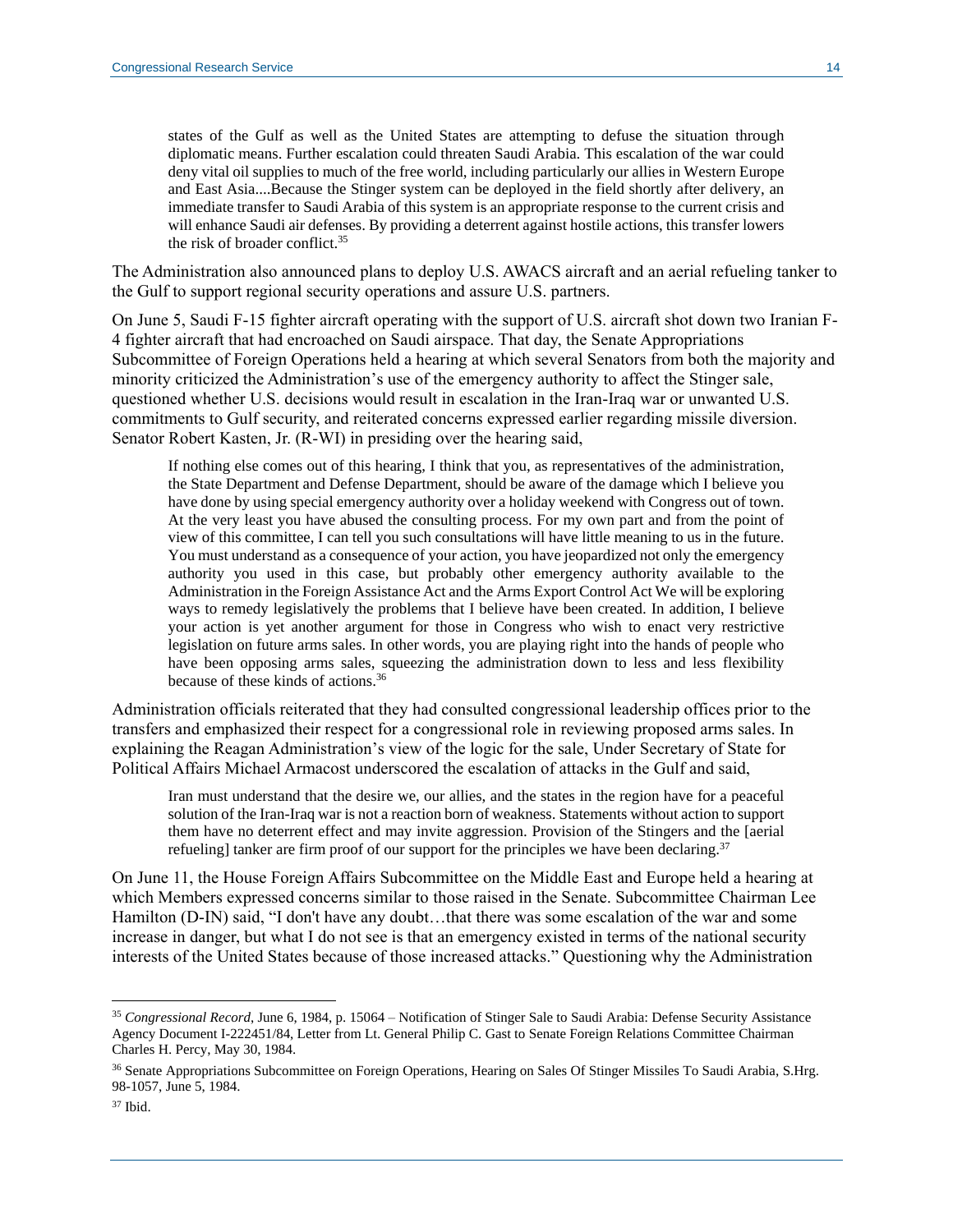> states of the Gulf as well as the United States are attempting to defuse the situation through diplomatic means. Further escalation could threaten Saudi Arabia. This escalation of the war could deny vital oil supplies to much of the free world, including particularly our allies in Western Europe and East Asia....Because the Stinger system can be deployed in the field shortly after delivery, an immediate transfer to Saudi Arabia of this system is an appropriate response to the current crisis and will enhance Saudi air defenses. By providing a deterrent against hostile actions, this transfer lowers the risk of broader conflict.[35]

The Administration also announced plans to deploy U.S. AWACS aircraft and an aerial refueling tanker to the Gulf to support regional security operations and assure U.S. partners.

On June 5, Saudi F-15 fighter aircraft operating with the support of U.S. aircraft shot down two Iranian F-4 fighter aircraft that had encroached on Saudi airspace. That day, the Senate Appropriations Subcommittee of Foreign Operations held a hearing at which several Senators from both the majority and minority criticized the Administration's use of the emergency authority to affect the Stinger sale, questioned whether U.S. decisions would result in escalation in the Iran-Iraq war or unwanted U.S. commitments to Gulf security, and reiterated concerns expressed earlier regarding missile diversion. Senator Robert Kasten, Jr. (R-WI) in presiding over the hearing said,

> If nothing else comes out of this hearing, I think that you, as representatives of the administration, the State Department and Defense Department, should be aware of the damage which I believe you have done by using special emergency authority over a holiday weekend with Congress out of town. At the very least you have abused the consulting process. For my own part and from the point of view of this committee, I can tell you such consultations will have little meaning to us in the future. You must understand as a consequence of your action, you have jeopardized not only the emergency authority you used in this case, but probably other emergency authority available to the Administration in the Foreign Assistance Act and the Arms Export Control Act We will be exploring ways to remedy legislatively the problems that I believe have been created. In addition, I believe your action is yet another argument for those in Congress who wish to enact very restrictive legislation on future arms sales. In other words, you are playing right into the hands of people who have been opposing arms sales, squeezing the administration down to less and less flexibility because of these kinds of actions.[36]

Administration officials reiterated that they had consulted congressional leadership offices prior to the transfers and emphasized their respect for a congressional role in reviewing proposed arms sales. In explaining the Reagan Administration's view of the logic for the sale, Under Secretary of State for Political Affairs Michael Armacost underscored the escalation of attacks in the Gulf and said,

> Iran must understand that the desire we, our allies, and the states in the region have for a peaceful solution of the Iran-Iraq war is not a reaction born of weakness. Statements without action to support them have no deterrent effect and may invite aggression. Provision of the Stingers and the [aerial refueling] tanker are firm proof of our support for the principles we have been declaring.[37]

On June 11, the House Foreign Affairs Subcommittee on the Middle East and Europe held a hearing at which Members expressed concerns similar to those raised in the Senate. Subcommittee Chairman Lee Hamilton (D-IN) said, "I don't have any doubt…that there was some escalation of the war and some increase in danger, but what I do not see is that an emergency existed in terms of the national security interests of the United States because of those increased attacks." Questioning why the Administration

---

[35] *Congressional Record*, June 6, 1984, p. 15064 – Notification of Stinger Sale to Saudi Arabia: Defense Security Assistance Agency Document I-222451/84, Letter from Lt. General Philip C. Gast to Senate Foreign Relations Committee Chairman Charles H. Percy, May 30, 1984.

[36] Senate Appropriations Subcommittee on Foreign Operations, Hearing on Sales Of Stinger Missiles To Saudi Arabia, S.Hrg. 98-1057, June 5, 1984.

[37] Ibid.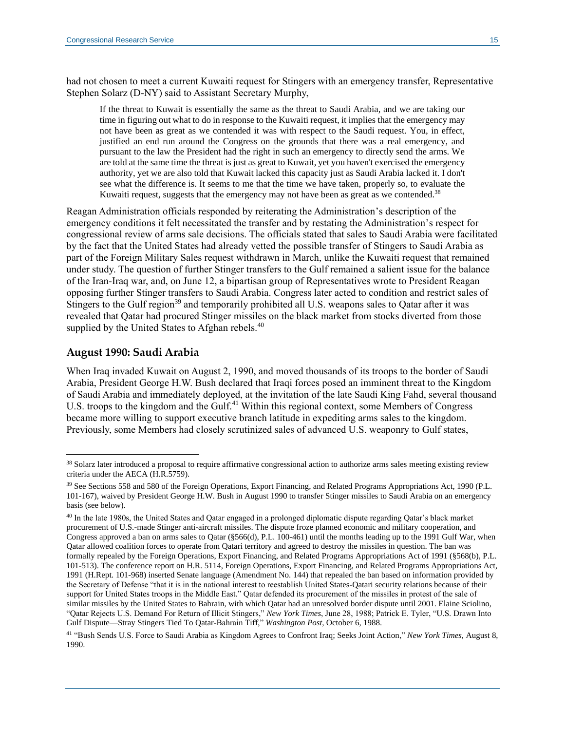had not chosen to meet a current Kuwaiti request for Stingers with an emergency transfer, Representative Stephen Solarz (D-NY) said to Assistant Secretary Murphy,

> If the threat to Kuwait is essentially the same as the threat to Saudi Arabia, and we are taking our time in figuring out what to do in response to the Kuwaiti request, it implies that the emergency may not have been as great as we contended it was with respect to the Saudi request. You, in effect, justified an end run around the Congress on the grounds that there was a real emergency, and pursuant to the law the President had the right in such an emergency to directly send the arms. We are told at the same time the threat is just as great to Kuwait, yet you haven't exercised the emergency authority, yet we are also told that Kuwait lacked this capacity just as Saudi Arabia lacked it. I don't see what the difference is. It seems to me that the time we have taken, properly so, to evaluate the Kuwaiti request, suggests that the emergency may not have been as great as we contended.[38]

Reagan Administration officials responded by reiterating the Administration's description of the emergency conditions it felt necessitated the transfer and by restating the Administration's respect for congressional review of arms sale decisions. The officials stated that sales to Saudi Arabia were facilitated by the fact that the United States had already vetted the possible transfer of Stingers to Saudi Arabia as part of the Foreign Military Sales request withdrawn in March, unlike the Kuwaiti request that remained under study. The question of further Stinger transfers to the Gulf remained a salient issue for the balance of the Iran-Iraq war, and, on June 12, a bipartisan group of Representatives wrote to President Reagan opposing further Stinger transfers to Saudi Arabia. Congress later acted to condition and restrict sales of Stingers to the Gulf region[39] and temporarily prohibited all U.S. weapons sales to Qatar after it was revealed that Qatar had procured Stinger missiles on the black market from stocks diverted from those supplied by the United States to Afghan rebels.[40]

### August 1990: Saudi Arabia

When Iraq invaded Kuwait on August 2, 1990, and moved thousands of its troops to the border of Saudi Arabia, President George H.W. Bush declared that Iraqi forces posed an imminent threat to the Kingdom of Saudi Arabia and immediately deployed, at the invitation of the late Saudi King Fahd, several thousand U.S. troops to the kingdom and the Gulf.[41] Within this regional context, some Members of Congress became more willing to support executive branch latitude in expediting arms sales to the kingdom. Previously, some Members had closely scrutinized sales of advanced U.S. weaponry to Gulf states,

---

[38] Solarz later introduced a proposal to require affirmative congressional action to authorize arms sales meeting existing review criteria under the AECA (H.R.5759).

[39] See Sections 558 and 580 of the Foreign Operations, Export Financing, and Related Programs Appropriations Act, 1990 (P.L. 101-167), waived by President George H.W. Bush in August 1990 to transfer Stinger missiles to Saudi Arabia on an emergency basis (see below).

[40] In the late 1980s, the United States and Qatar engaged in a prolonged diplomatic dispute regarding Qatar's black market procurement of U.S.-made Stinger anti-aircraft missiles. The dispute froze planned economic and military cooperation, and Congress approved a ban on arms sales to Qatar (§566(d), P.L. 100-461) until the months leading up to the 1991 Gulf War, when Qatar allowed coalition forces to operate from Qatari territory and agreed to destroy the missiles in question. The ban was formally repealed by the Foreign Operations, Export Financing, and Related Programs Appropriations Act of 1991 (§568(b), P.L. 101-513). The conference report on H.R. 5114, Foreign Operations, Export Financing, and Related Programs Appropriations Act, 1991 (H.Rept. 101-968) inserted Senate language (Amendment No. 144) that repealed the ban based on information provided by the Secretary of Defense "that it is in the national interest to reestablish United States-Qatari security relations because of their support for United States troops in the Middle East." Qatar defended its procurement of the missiles in protest of the sale of similar missiles by the United States to Bahrain, with which Qatar had an unresolved border dispute until 2001. Elaine Sciolino, "Qatar Rejects U.S. Demand For Return of Illicit Stingers," *New York Times*, June 28, 1988; Patrick E. Tyler, "U.S. Drawn Into Gulf Dispute—Stray Stingers Tied To Qatar-Bahrain Tiff," *Washington Post*, October 6, 1988.

[41] "Bush Sends U.S. Force to Saudi Arabia as Kingdom Agrees to Confront Iraq; Seeks Joint Action," *New York Times*, August 8, 1990.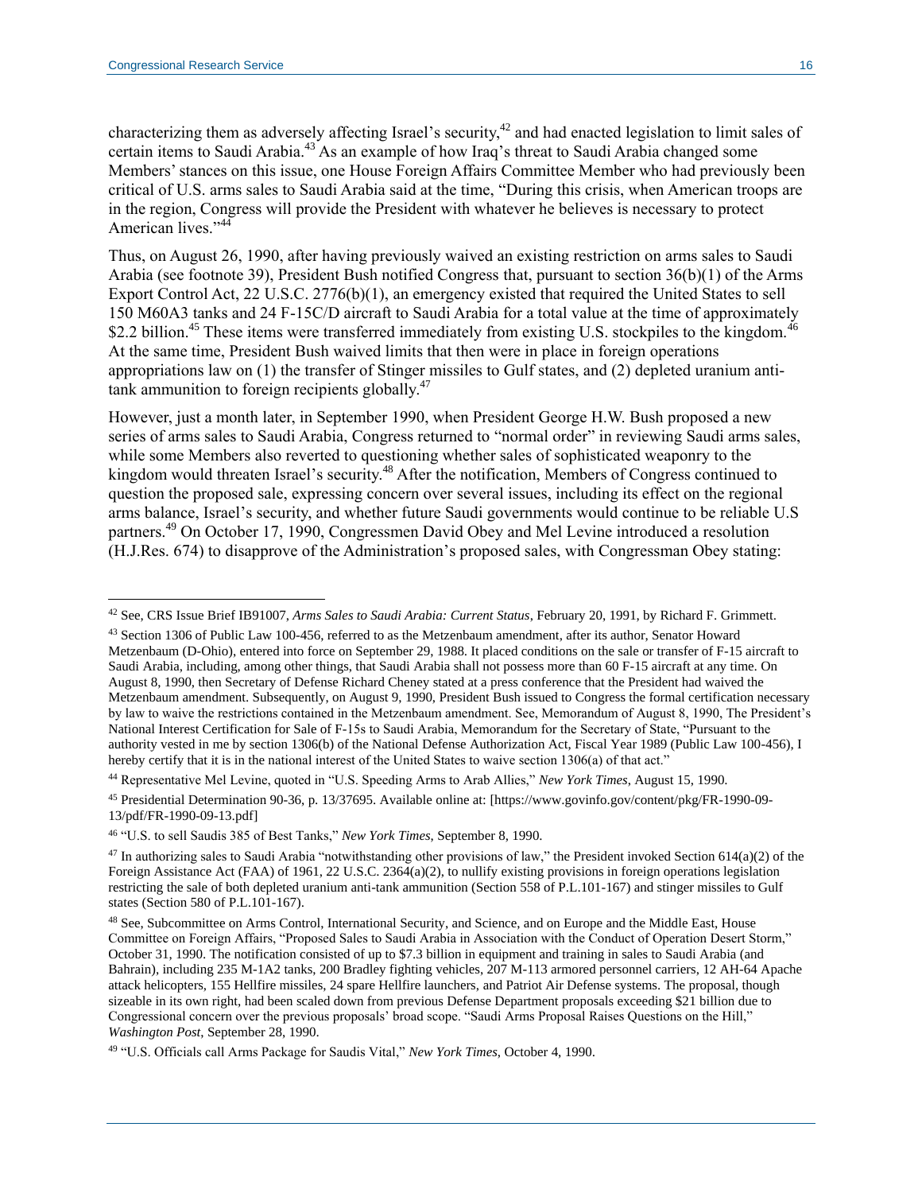characterizing them as adversely affecting Israel's security,[42] and had enacted legislation to limit sales of certain items to Saudi Arabia.[43] As an example of how Iraq's threat to Saudi Arabia changed some Members' stances on this issue, one House Foreign Affairs Committee Member who had previously been critical of U.S. arms sales to Saudi Arabia said at the time, "During this crisis, when American troops are in the region, Congress will provide the President with whatever he believes is necessary to protect American lives."[44]

Thus, on August 26, 1990, after having previously waived an existing restriction on arms sales to Saudi Arabia (see footnote 39), President Bush notified Congress that, pursuant to section 36(b)(1) of the Arms Export Control Act, 22 U.S.C. 2776(b)(1), an emergency existed that required the United States to sell 150 M60A3 tanks and 24 F-15C/D aircraft to Saudi Arabia for a total value at the time of approximately $2.2 billion.[45] These items were transferred immediately from existing U.S. stockpiles to the kingdom.[46] At the same time, President Bush waived limits that then were in place in foreign operations appropriations law on (1) the transfer of Stinger missiles to Gulf states, and (2) depleted uranium anti-tank ammunition to foreign recipients globally.[47]

However, just a month later, in September 1990, when President George H.W. Bush proposed a new series of arms sales to Saudi Arabia, Congress returned to "normal order" in reviewing Saudi arms sales, while some Members also reverted to questioning whether sales of sophisticated weaponry to the kingdom would threaten Israel's security.[48] After the notification, Members of Congress continued to question the proposed sale, expressing concern over several issues, including its effect on the regional arms balance, Israel's security, and whether future Saudi governments would continue to be reliable U.S partners.[49] On October 17, 1990, Congressmen David Obey and Mel Levine introduced a resolution (H.J.Res. 674) to disapprove of the Administration's proposed sales, with Congressman Obey stating:

---

[42] See, CRS Issue Brief IB91007, *Arms Sales to Saudi Arabia: Current Status*, February 20, 1991, by Richard F. Grimmett.

[43] Section 1306 of Public Law 100-456, referred to as the Metzenbaum amendment, after its author, Senator Howard Metzenbaum (D-Ohio), entered into force on September 29, 1988. It placed conditions on the sale or transfer of F-15 aircraft to Saudi Arabia, including, among other things, that Saudi Arabia shall not possess more than 60 F-15 aircraft at any time. On August 8, 1990, then Secretary of Defense Richard Cheney stated at a press conference that the President had waived the Metzenbaum amendment. Subsequently, on August 9, 1990, President Bush issued to Congress the formal certification necessary by law to waive the restrictions contained in the Metzenbaum amendment. See, Memorandum of August 8, 1990, The President's National Interest Certification for Sale of F-15s to Saudi Arabia, Memorandum for the Secretary of State, "Pursuant to the authority vested in me by section 1306(b) of the National Defense Authorization Act, Fiscal Year 1989 (Public Law 100-456), I hereby certify that it is in the national interest of the United States to waive section 1306(a) of that act."

[44] Representative Mel Levine, quoted in "U.S. Speeding Arms to Arab Allies," *New York Times*, August 15, 1990.

[45] Presidential Determination 90-36, p. 13/37695. Available online at: [https://www.govinfo.gov/content/pkg/FR-1990-09-13/pdf/FR-1990-09-13.pdf]

[46] "U.S. to sell Saudis 385 of Best Tanks," *New York Times*, September 8, 1990.

[47] In authorizing sales to Saudi Arabia "notwithstanding other provisions of law," the President invoked Section 614(a)(2) of the Foreign Assistance Act (FAA) of 1961, 22 U.S.C. 2364(a)(2), to nullify existing provisions in foreign operations legislation restricting the sale of both depleted uranium anti-tank ammunition (Section 558 of P.L.101-167) and stinger missiles to Gulf states (Section 580 of P.L.101-167).

[48] See, Subcommittee on Arms Control, International Security, and Science, and on Europe and the Middle East, House Committee on Foreign Affairs, "Proposed Sales to Saudi Arabia in Association with the Conduct of Operation Desert Storm," October 31, 1990. The notification consisted of up to $7.3 billion in equipment and training in sales to Saudi Arabia (and Bahrain), including 235 M-1A2 tanks, 200 Bradley fighting vehicles, 207 M-113 armored personnel carriers, 12 AH-64 Apache attack helicopters, 155 Hellfire missiles, 24 spare Hellfire launchers, and Patriot Air Defense systems. The proposal, though sizeable in its own right, had been scaled down from previous Defense Department proposals exceeding $21 billion due to Congressional concern over the previous proposals' broad scope. "Saudi Arms Proposal Raises Questions on the Hill," *Washington Post*, September 28, 1990.

[49] "U.S. Officials call Arms Package for Saudis Vital," *New York Times*, October 4, 1990.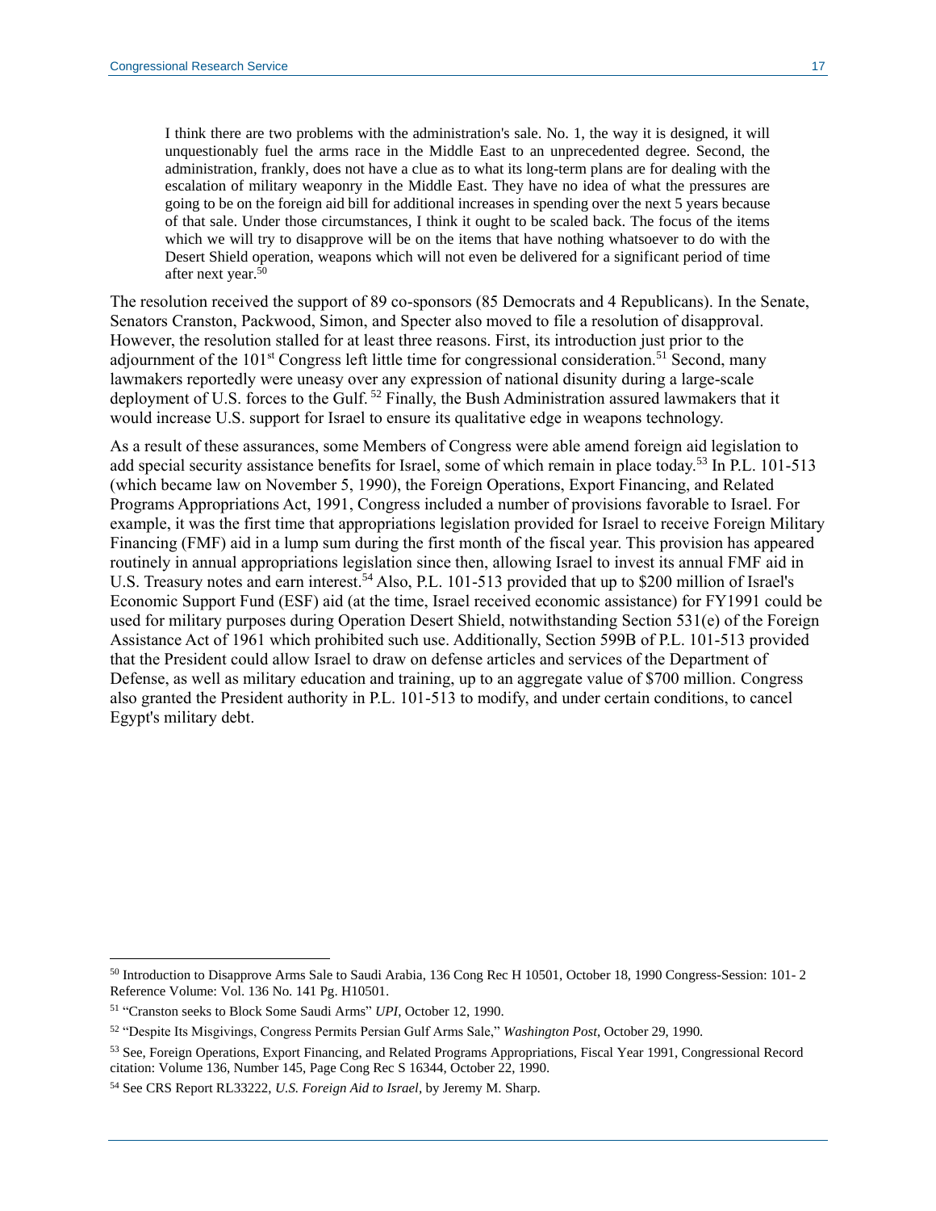> I think there are two problems with the administration's sale. No. 1, the way it is designed, it will unquestionably fuel the arms race in the Middle East to an unprecedented degree. Second, the administration, frankly, does not have a clue as to what its long-term plans are for dealing with the escalation of military weaponry in the Middle East. They have no idea of what the pressures are going to be on the foreign aid bill for additional increases in spending over the next 5 years because of that sale. Under those circumstances, I think it ought to be scaled back. The focus of the items which we will try to disapprove will be on the items that have nothing whatsoever to do with the Desert Shield operation, weapons which will not even be delivered for a significant period of time after next year.[50]

The resolution received the support of 89 co-sponsors (85 Democrats and 4 Republicans). In the Senate, Senators Cranston, Packwood, Simon, and Specter also moved to file a resolution of disapproval. However, the resolution stalled for at least three reasons. First, its introduction just prior to the adjournment of the 101st Congress left little time for congressional consideration.[51] Second, many lawmakers reportedly were uneasy over any expression of national disunity during a large-scale deployment of U.S. forces to the Gulf.[52] Finally, the Bush Administration assured lawmakers that it would increase U.S. support for Israel to ensure its qualitative edge in weapons technology.

As a result of these assurances, some Members of Congress were able amend foreign aid legislation to add special security assistance benefits for Israel, some of which remain in place today.[53] In P.L. 101-513 (which became law on November 5, 1990), the Foreign Operations, Export Financing, and Related Programs Appropriations Act, 1991, Congress included a number of provisions favorable to Israel. For example, it was the first time that appropriations legislation provided for Israel to receive Foreign Military Financing (FMF) aid in a lump sum during the first month of the fiscal year. This provision has appeared routinely in annual appropriations legislation since then, allowing Israel to invest its annual FMF aid in U.S. Treasury notes and earn interest.[54] Also, P.L. 101-513 provided that up to $200 million of Israel's Economic Support Fund (ESF) aid (at the time, Israel received economic assistance) for FY1991 could be used for military purposes during Operation Desert Shield, notwithstanding Section 531(e) of the Foreign Assistance Act of 1961 which prohibited such use. Additionally, Section 599B of P.L. 101-513 provided that the President could allow Israel to draw on defense articles and services of the Department of Defense, as well as military education and training, up to an aggregate value of $700 million. Congress also granted the President authority in P.L. 101-513 to modify, and under certain conditions, to cancel Egypt's military debt.

---

[50] Introduction to Disapprove Arms Sale to Saudi Arabia, 136 Cong Rec H 10501, October 18, 1990 Congress-Session: 101- 2 Reference Volume: Vol. 136 No. 141 Pg. H10501.

[51] "Cranston seeks to Block Some Saudi Arms" *UPI*, October 12, 1990.

[52] "Despite Its Misgivings, Congress Permits Persian Gulf Arms Sale," *Washington Post*, October 29, 1990.

[53] See, Foreign Operations, Export Financing, and Related Programs Appropriations, Fiscal Year 1991, Congressional Record citation: Volume 136, Number 145, Page Cong Rec S 16344, October 22, 1990.

[54] See CRS Report RL33222, *U.S. Foreign Aid to Israel*, by Jeremy M. Sharp.